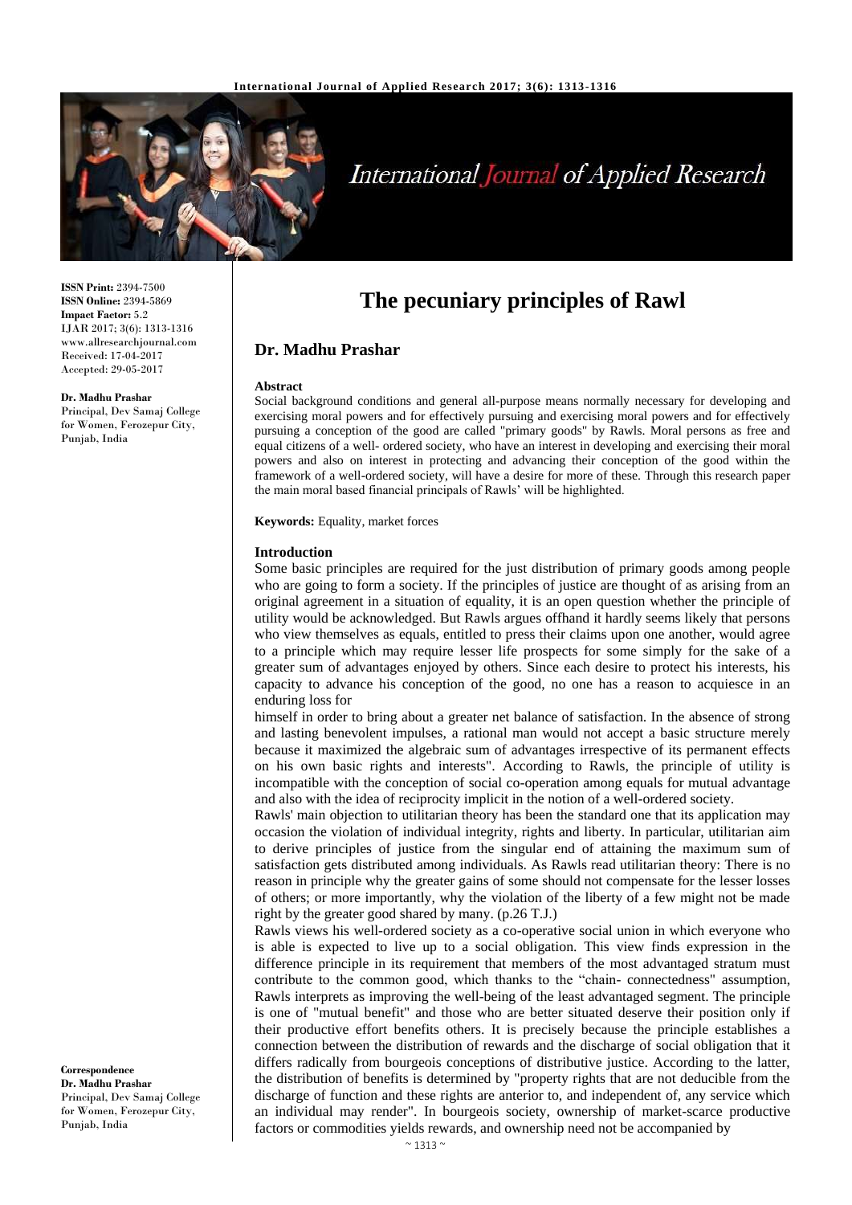**ISSN Print:** 2394-7500
**ISSN Online:** 2394-5869
**Impact Factor:** 5.2
IJAR 2017; 3(6): 1313-1316
www.allresearchjournal.com
Received: 17-04-2017
Accepted: 29-05-2017

**Dr. Madhu Prashar**
Principal, Dev Samaj College for Women, Ferozepur City, Punjab, India

**Correspondence**
**Dr. Madhu Prashar**
Principal, Dev Samaj College for Women, Ferozepur City, Punjab, India

# The pecuniary principles of Rawl

## Dr. Madhu Prashar

### Abstract

Social background conditions and general all-purpose means normally necessary for developing and exercising moral powers and for effectively pursuing and exercising moral powers and for effectively pursuing a conception of the good are called "primary goods" by Rawls. Moral persons as free and equal citizens of a well- ordered society, who have an interest in developing and exercising their moral powers and also on interest in protecting and advancing their conception of the good within the framework of a well-ordered society, will have a desire for more of these. Through this research paper the main moral based financial principals of Rawls' will be highlighted.

**Keywords:** Equality, market forces

### Introduction

Some basic principles are required for the just distribution of primary goods among people who are going to form a society. If the principles of justice are thought of as arising from an original agreement in a situation of equality, it is an open question whether the principle of utility would be acknowledged. But Rawls argues offhand it hardly seems likely that persons who view themselves as equals, entitled to press their claims upon one another, would agree to a principle which may require lesser life prospects for some simply for the sake of a greater sum of advantages enjoyed by others. Since each desire to protect his interests, his capacity to advance his conception of the good, no one has a reason to acquiesce in an enduring loss for himself in order to bring about a greater net balance of satisfaction. In the absence of strong and lasting benevolent impulses, a rational man would not accept a basic structure merely because it maximized the algebraic sum of advantages irrespective of its permanent effects on his own basic rights and interests". According to Rawls, the principle of utility is incompatible with the conception of social co-operation among equals for mutual advantage and also with the idea of reciprocity implicit in the notion of a well-ordered society.

Rawls' main objection to utilitarian theory has been the standard one that its application may occasion the violation of individual integrity, rights and liberty. In particular, utilitarian aim to derive principles of justice from the singular end of attaining the maximum sum of satisfaction gets distributed among individuals. As Rawls read utilitarian theory: There is no reason in principle why the greater gains of some should not compensate for the lesser losses of others; or more importantly, why the violation of the liberty of a few might not be made right by the greater good shared by many. (p.26 T.J.)

Rawls views his well-ordered society as a co-operative social union in which everyone who is able is expected to live up to a social obligation. This view finds expression in the difference principle in its requirement that members of the most advantaged stratum must contribute to the common good, which thanks to the "chain- connectedness" assumption, Rawls interprets as improving the well-being of the least advantaged segment. The principle is one of "mutual benefit" and those who are better situated deserve their position only if their productive effort benefits others. It is precisely because the principle establishes a connection between the distribution of rewards and the discharge of social obligation that it differs radically from bourgeois conceptions of distributive justice. According to the latter, the distribution of benefits is determined by "property rights that are not deducible from the discharge of function and these rights are anterior to, and independent of, any service which an individual may render". In bourgeois society, ownership of market-scarce productive factors or commodities yields rewards, and ownership need not be accompanied by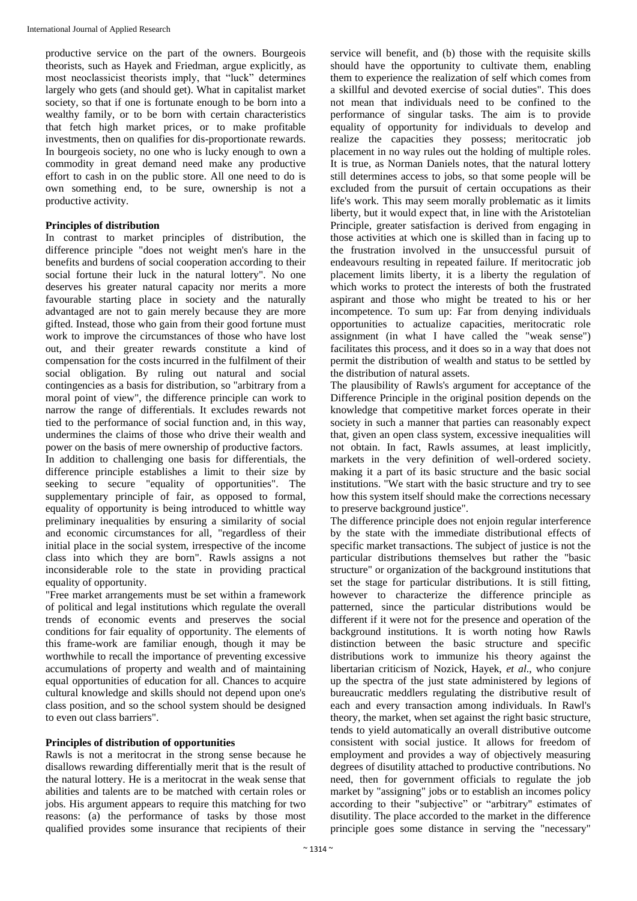productive service on the part of the owners. Bourgeois theorists, such as Hayek and Friedman, argue explicitly, as most neoclassicist theorists imply, that "luck" determines largely who gets (and should get). What in capitalist market society, so that if one is fortunate enough to be born into a wealthy family, or to be born with certain characteristics that fetch high market prices, or to make profitable investments, then on qualifies for dis-proportionate rewards. In bourgeois society, no one who is lucky enough to own a commodity in great demand need make any productive effort to cash in on the public store. All one need to do is own something end, to be sure, ownership is not a productive activity.

**Principles of distribution**

In contrast to market principles of distribution, the difference principle "does not weight men's hare in the benefits and burdens of social cooperation according to their social fortune their luck in the natural lottery". No one deserves his greater natural capacity nor merits a more favourable starting place in society and the naturally advantaged are not to gain merely because they are more gifted. Instead, those who gain from their good fortune must work to improve the circumstances of those who have lost out, and their greater rewards constitute a kind of compensation for the costs incurred in the fulfilment of their social obligation. By ruling out natural and social contingencies as a basis for distribution, so "arbitrary from a moral point of view", the difference principle can work to narrow the range of differentials. It excludes rewards not tied to the performance of social function and, in this way, undermines the claims of those who drive their wealth and power on the basis of mere ownership of productive factors.

In addition to challenging one basis for differentials, the difference principle establishes a limit to their size by seeking to secure "equality of opportunities". The supplementary principle of fair, as opposed to formal, equality of opportunity is being introduced to whittle way preliminary inequalities by ensuring a similarity of social and economic circumstances for all, "regardless of their initial place in the social system, irrespective of the income class into which they are born". Rawls assigns a not inconsiderable role to the state in providing practical equality of opportunity.

"Free market arrangements must be set within a framework of political and legal institutions which regulate the overall trends of economic events and preserves the social conditions for fair equality of opportunity. The elements of this frame-work are familiar enough, though it may be worthwhile to recall the importance of preventing excessive accumulations of property and wealth and of maintaining equal opportunities of education for all. Chances to acquire cultural knowledge and skills should not depend upon one's class position, and so the school system should be designed to even out class barriers".

**Principles of distribution of opportunities**

Rawls is not a meritocrat in the strong sense because he disallows rewarding differentially merit that is the result of the natural lottery. He is a meritocrat in the weak sense that abilities and talents are to be matched with certain roles or jobs. His argument appears to require this matching for two reasons: (a) the performance of tasks by those most qualified provides some insurance that recipients of their service will benefit, and (b) those with the requisite skills should have the opportunity to cultivate them, enabling them to experience the realization of self which comes from a skillful and devoted exercise of social duties". This does not mean that individuals need to be confined to the performance of singular tasks. The aim is to provide equality of opportunity for individuals to develop and realize the capacities they possess; meritocratic job placement in no way rules out the holding of multiple roles. It is true, as Norman Daniels notes, that the natural lottery still determines access to jobs, so that some people will be excluded from the pursuit of certain occupations as their life's work. This may seem morally problematic as it limits liberty, but it would expect that, in line with the Aristotelian Principle, greater satisfaction is derived from engaging in those activities at which one is skilled than in facing up to the frustration involved in the unsuccessful pursuit of endeavours resulting in repeated failure. If meritocratic job placement limits liberty, it is a liberty the regulation of which works to protect the interests of both the frustrated aspirant and those who might be treated to his or her incompetence. To sum up: Far from denying individuals opportunities to actualize capacities, meritocratic role assignment (in what I have called the "weak sense") facilitates this process, and it does so in a way that does not permit the distribution of wealth and status to be settled by the distribution of natural assets.

The plausibility of Rawls's argument for acceptance of the Difference Principle in the original position depends on the knowledge that competitive market forces operate in their society in such a manner that parties can reasonably expect that, given an open class system, excessive inequalities will not obtain. In fact, Rawls assumes, at least implicitly, markets in the very definition of well-ordered society. making it a part of its basic structure and the basic social institutions. "We start with the basic structure and try to see how this system itself should make the corrections necessary to preserve background justice".

The difference principle does not enjoin regular interference by the state with the immediate distributional effects of specific market transactions. The subject of justice is not the particular distributions themselves but rather the "basic structure" or organization of the background institutions that set the stage for particular distributions. It is still fitting, however to characterize the difference principle as patterned, since the particular distributions would be different if it were not for the presence and operation of the background institutions. It is worth noting how Rawls distinction between the basic structure and specific distributions work to immunize his theory against the libertarian criticism of Nozick, Hayek, *et al*., who conjure up the spectra of the just state administered by legions of bureaucratic meddlers regulating the distributive result of each and every transaction among individuals. In Rawl's theory, the market, when set against the right basic structure, tends to yield automatically an overall distributive outcome consistent with social justice. It allows for freedom of employment and provides a way of objectively measuring degrees of disutility attached to productive contributions. No need, then for government officials to regulate the job market by "assigning" jobs or to establish an incomes policy according to their "subjective" or "arbitrary" estimates of disutility. The place accorded to the market in the difference principle goes some distance in serving the "necessary"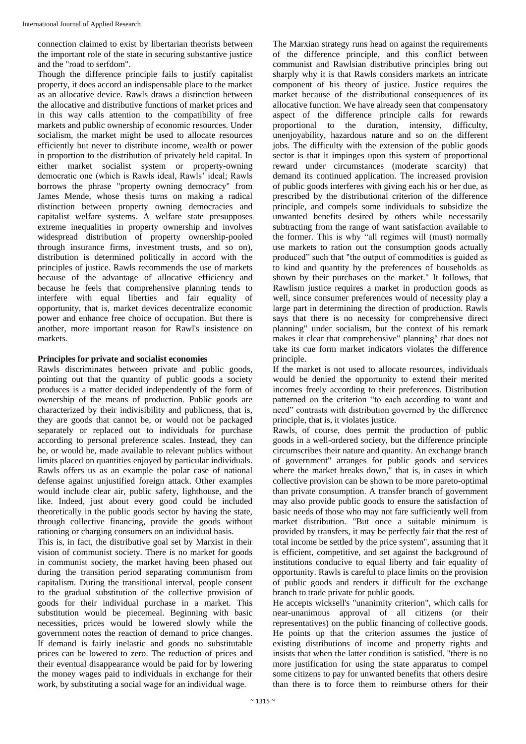connection claimed to exist by libertarian theorists between the important role of the state in securing substantive justice and the "road to serfdom".

Though the difference principle fails to justify capitalist property, it does accord an indispensable place to the market as an allocative device. Rawls draws a distinction between the allocative and distributive functions of market prices and in this way calls attention to the compatibility of free markets and public ownership of economic resources. Under socialism, the market might be used to allocate resources efficiently but never to distribute income, wealth or power in proportion to the distribution of privately held capital. In either market socialist system or property-owning democratic one (which is Rawls ideal, Rawls' ideal; Rawls borrows the phrase "property owning democracy" from James Mende, whose thesis turns on making a radical distinction between property owning democracies and capitalist welfare systems. A welfare state presupposes extreme inequalities in property ownership and involves widespread distribution of property ownership-pooled through insurance firms, investment trusts, and so on), distribution is determined politically in accord with the principles of justice. Rawls recommends the use of markets because of the advantage of allocative efficiency and because he feels that comprehensive planning tends to interfere with equal liberties and fair equality of opportunity, that is, market devices decentralize economic power and enhance free choice of occupation. But there is another, more important reason for Rawl's insistence on markets.

## Principles for private and socialist economies

Rawls discriminates between private and public goods, pointing out that the quantity of public goods a society produces is a matter decided independently of the form of ownership of the means of production. Public goods are characterized by their indivisibility and publicness, that is, they are goods that cannot be, or would not be packaged separately or replaced out to individuals for purchase according to personal preference scales. Instead, they can be, or would be, made available to relevant publics without limits placed on quantities enjoyed by particular individuals. Rawls offers us as an example the polar case of national defense against unjustified foreign attack. Other examples would include clear air, public safety, lighthouse, and the like. Indeed, just about every good could be included theoretically in the public goods sector by having the state, through collective financing, provide the goods without rationing or charging consumers on an individual basis.

This is, in fact, the distributive goal set by Marxist in their vision of communist society. There is no market for goods in communist society, the market having been phased out during the transition period separating communism from capitalism. During the transitional interval, people consent to the gradual substitution of the collective provision of goods for their individual purchase in a market. This substitution would be piecemeal. Beginning with basic necessities, prices would be lowered slowly while the government notes the reaction of demand to price changes. If demand is fairly inelastic and goods no substitutable prices can be lowered to zero. The reduction of prices and their eventual disappearance would be paid for by lowering the money wages paid to individuals in exchange for their work, by substituting a social wage for an individual wage.

The Marxian strategy runs head on against the requirements of the difference principle, and this conflict between communist and Rawlsian distributive principles bring out sharply why it is that Rawls considers markets an intricate component of his theory of justice. Justice requires the market because of the distributional consequences of its allocative function. We have already seen that compensatory aspect of the difference principle calls for rewards proportional to the duration, intensity, difficulty, unenjoyability, hazardous nature and so on the different jobs. The difficulty with the extension of the public goods sector is that it impinges upon this system of proportional reward under circumstances (moderate scarcity) that demand its continued application. The increased provision of public goods interferes with giving each his or her due, as prescribed by the distributional criterion of the difference principle, and compels some individuals to subsidize the unwanted benefits desired by others while necessarily subtracting from the range of want satisfaction available to the former. This is why "all regimes will (must) normally use markets to ration out the consumption goods actually produced" such that "the output of commodities is guided as to kind and quantity by the preferences of households as shown by their purchases on the market." It follows, that Rawlism justice requires a market in production goods as well, since consumer preferences would of necessity play a large part in determining the direction of production. Rawls says that there is no necessity for comprehensive direct planning" under socialism, but the context of his remark makes it clear that comprehensive" planning" that does not take its cue form market indicators violates the difference principle.

If the market is not used to allocate resources, individuals would be denied the opportunity to extend their merited incomes freely according to their preferences. Distribution patterned on the criterion "to each according to want and need" contrasts with distribution governed by the difference principle, that is, it violates justice.

Rawls, of course, does permit the production of public goods in a well-ordered society, but the difference principle circumscribes their nature and quantity. An exchange branch of government" arranges for public goods and services where the market breaks down," that is, in cases in which collective provision can be shown to be more pareto-optimal than private consumption. A transfer branch of government may also provide public goods to ensure the satisfaction of basic needs of those who may not fare sufficiently well from market distribution. "But once a suitable minimum is provided by transfers, it may be perfectly fair that the rest of total income be settled by the price system", assuming that it is efficient, competitive, and set against the background of institutions conducive to equal liberty and fair equality of opportunity. Rawls is careful to place limits on the provision of public goods and renders it difficult for the exchange branch to trade private for public goods.

He accepts wicksell's "unanimity criterion", which calls for near-unanimous approval of all citizens (or their representatives) on the public financing of collective goods. He points up that the criterion assumes the justice of existing distributions of income and property rights and insists that when the latter condition is satisfied. "there is no more justification for using the state apparatus to compel some citizens to pay for unwanted benefits that others desire than there is to force them to reimburse others for their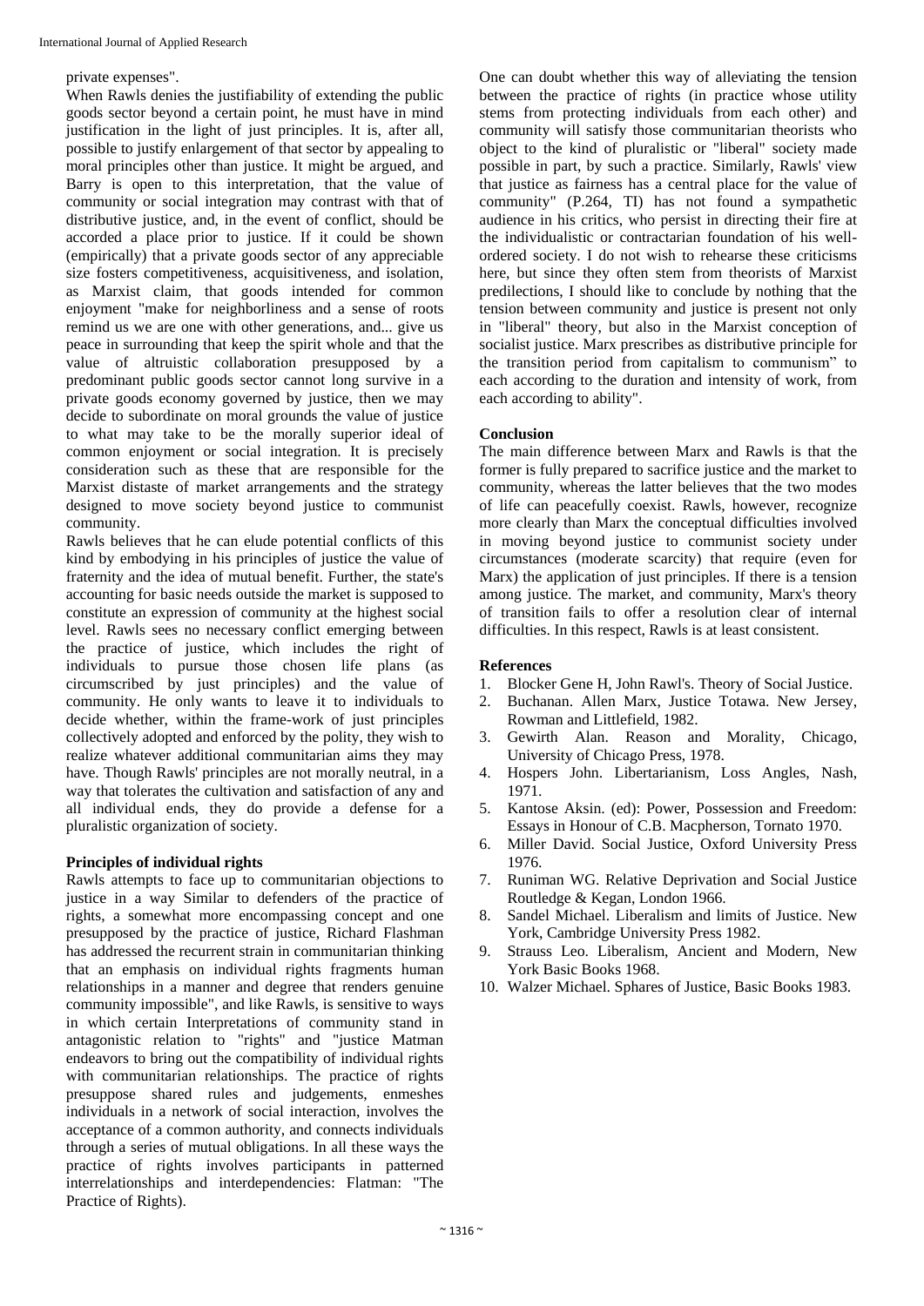private expenses".

When Rawls denies the justifiability of extending the public goods sector beyond a certain point, he must have in mind justification in the light of just principles. It is, after all, possible to justify enlargement of that sector by appealing to moral principles other than justice. It might be argued, and Barry is open to this interpretation, that the value of community or social integration may contrast with that of distributive justice, and, in the event of conflict, should be accorded a place prior to justice. If it could be shown (empirically) that a private goods sector of any appreciable size fosters competitiveness, acquisitiveness, and isolation, as Marxist claim, that goods intended for common enjoyment "make for neighborliness and a sense of roots remind us we are one with other generations, and... give us peace in surrounding that keep the spirit whole and that the value of altruistic collaboration presupposed by a predominant public goods sector cannot long survive in a private goods economy governed by justice, then we may decide to subordinate on moral grounds the value of justice to what may take to be the morally superior ideal of common enjoyment or social integration. It is precisely consideration such as these that are responsible for the Marxist distaste of market arrangements and the strategy designed to move society beyond justice to communist community.

Rawls believes that he can elude potential conflicts of this kind by embodying in his principles of justice the value of fraternity and the idea of mutual benefit. Further, the state's accounting for basic needs outside the market is supposed to constitute an expression of community at the highest social level. Rawls sees no necessary conflict emerging between the practice of justice, which includes the right of individuals to pursue those chosen life plans (as circumscribed by just principles) and the value of community. He only wants to leave it to individuals to decide whether, within the frame-work of just principles collectively adopted and enforced by the polity, they wish to realize whatever additional communitarian aims they may have. Though Rawls' principles are not morally neutral, in a way that tolerates the cultivation and satisfaction of any and all individual ends, they do provide a defense for a pluralistic organization of society.

**Principles of individual rights**

Rawls attempts to face up to communitarian objections to justice in a way Similar to defenders of the practice of rights, a somewhat more encompassing concept and one presupposed by the practice of justice, Richard Flashman has addressed the recurrent strain in communitarian thinking that an emphasis on individual rights fragments human relationships in a manner and degree that renders genuine community impossible", and like Rawls, is sensitive to ways in which certain Interpretations of community stand in antagonistic relation to "rights" and "justice Matman endeavors to bring out the compatibility of individual rights with communitarian relationships. The practice of rights presuppose shared rules and judgements, enmeshes individuals in a network of social interaction, involves the acceptance of a common authority, and connects individuals through a series of mutual obligations. In all these ways the practice of rights involves participants in patterned interrelationships and interdependencies: Flatman: "The Practice of Rights).

One can doubt whether this way of alleviating the tension between the practice of rights (in practice whose utility stems from protecting individuals from each other) and community will satisfy those communitarian theorists who object to the kind of pluralistic or "liberal" society made possible in part, by such a practice. Similarly, Rawls' view that justice as fairness has a central place for the value of community" (P.264, TI) has not found a sympathetic audience in his critics, who persist in directing their fire at the individualistic or contractarian foundation of his well-ordered society. I do not wish to rehearse these criticisms here, but since they often stem from theorists of Marxist predilections, I should like to conclude by nothing that the tension between community and justice is present not only in "liberal" theory, but also in the Marxist conception of socialist justice. Marx prescribes as distributive principle for the transition period from capitalism to communism" to each according to the duration and intensity of work, from each according to ability".

**Conclusion**

The main difference between Marx and Rawls is that the former is fully prepared to sacrifice justice and the market to community, whereas the latter believes that the two modes of life can peacefully coexist. Rawls, however, recognize more clearly than Marx the conceptual difficulties involved in moving beyond justice to communist society under circumstances (moderate scarcity) that require (even for Marx) the application of just principles. If there is a tension among justice. The market, and community, Marx's theory of transition fails to offer a resolution clear of internal difficulties. In this respect, Rawls is at least consistent.

**References**

1. Blocker Gene H, John Rawl's. Theory of Social Justice.
2. Buchanan. Allen Marx, Justice Totawa. New Jersey, Rowman and Littlefield, 1982.
3. Gewirth Alan. Reason and Morality, Chicago, University of Chicago Press, 1978.
4. Hospers John. Libertarianism, Loss Angles, Nash, 1971.
5. Kantose Aksin. (ed): Power, Possession and Freedom: Essays in Honour of C.B. Macpherson, Tornato 1970.
6. Miller David. Social Justice, Oxford University Press 1976.
7. Runiman WG. Relative Deprivation and Social Justice Routledge & Kegan, London 1966.
8. Sandel Michael. Liberalism and limits of Justice. New York, Cambridge University Press 1982.
9. Strauss Leo. Liberalism, Ancient and Modern, New York Basic Books 1968.
10. Walzer Michael. Sphares of Justice, Basic Books 1983.